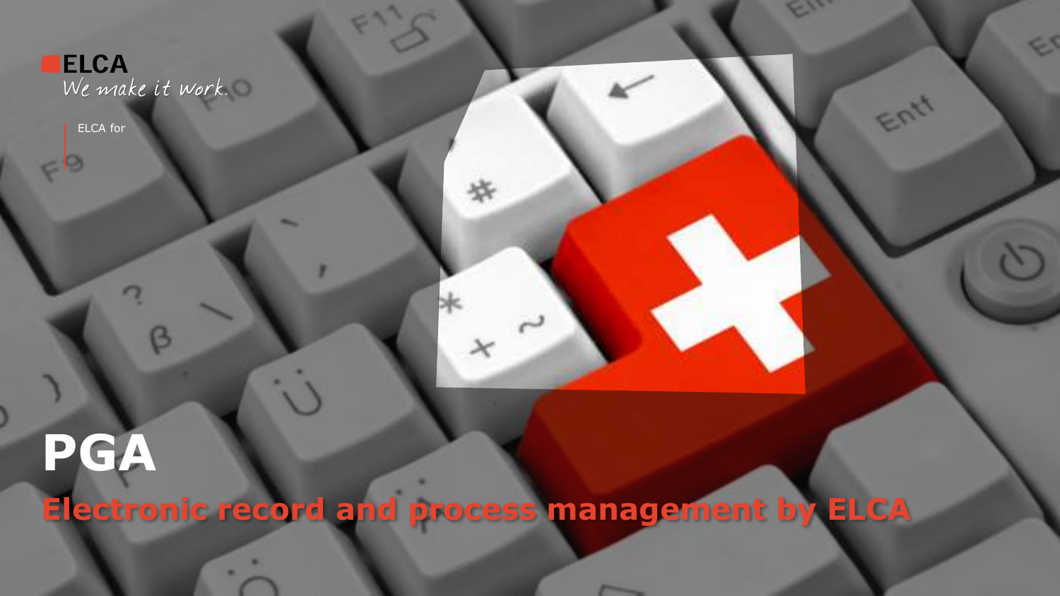ELCA

*We make it work.*

ELCA for

# PGA

## Electronic record and process management by ELCA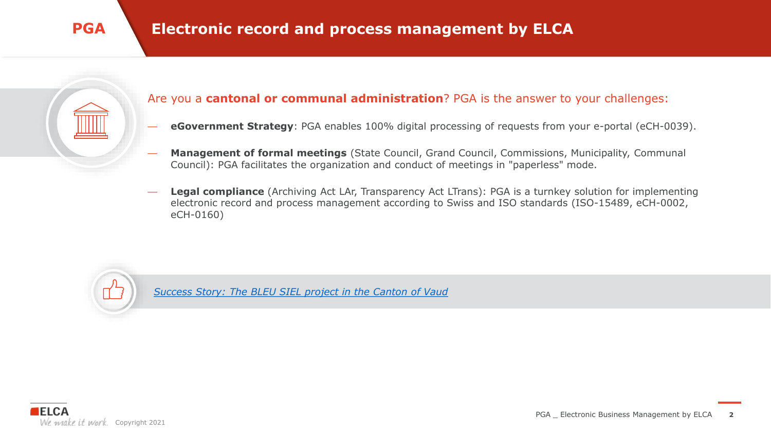# PGA — Electronic record and process management by ELCA

Are you a **cantonal or communal administration**? PGA is the answer to your challenges:

- **eGovernment Strategy**: PGA enables 100% digital processing of requests from your e-portal (eCH-0039).
- **Management of formal meetings** (State Council, Grand Council, Commissions, Municipality, Communal Council): PGA facilitates the organization and conduct of meetings in "paperless" mode.
- **Legal compliance** (Archiving Act LAr, Transparency Act LTrans): PGA is a turnkey solution for implementing electronic record and process management according to Swiss and ISO standards (ISO-15489, eCH-0002, eCH-0160)

*Success Story: The BLEU SIEL project in the Canton of Vaud*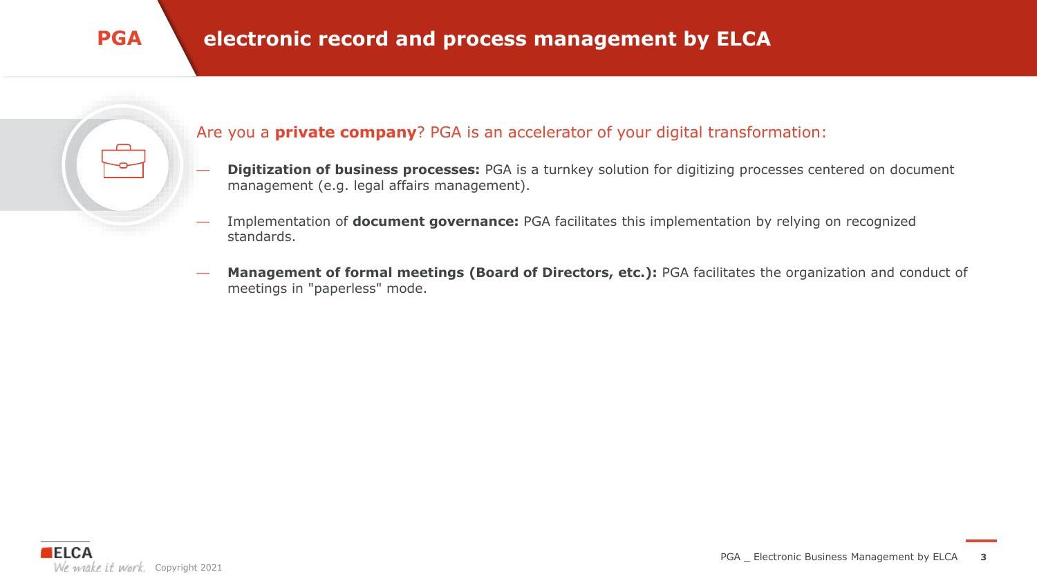# PGA electronic record and process management by ELCA

Are you a **private company**? PGA is an accelerator of your digital transformation:

- **Digitization of business processes:** PGA is a turnkey solution for digitizing processes centered on document management (e.g. legal affairs management).
- Implementation of **document governance:** PGA facilitates this implementation by relying on recognized standards.
- **Management of formal meetings (Board of Directors, etc.):** PGA facilitates the organization and conduct of meetings in "paperless" mode.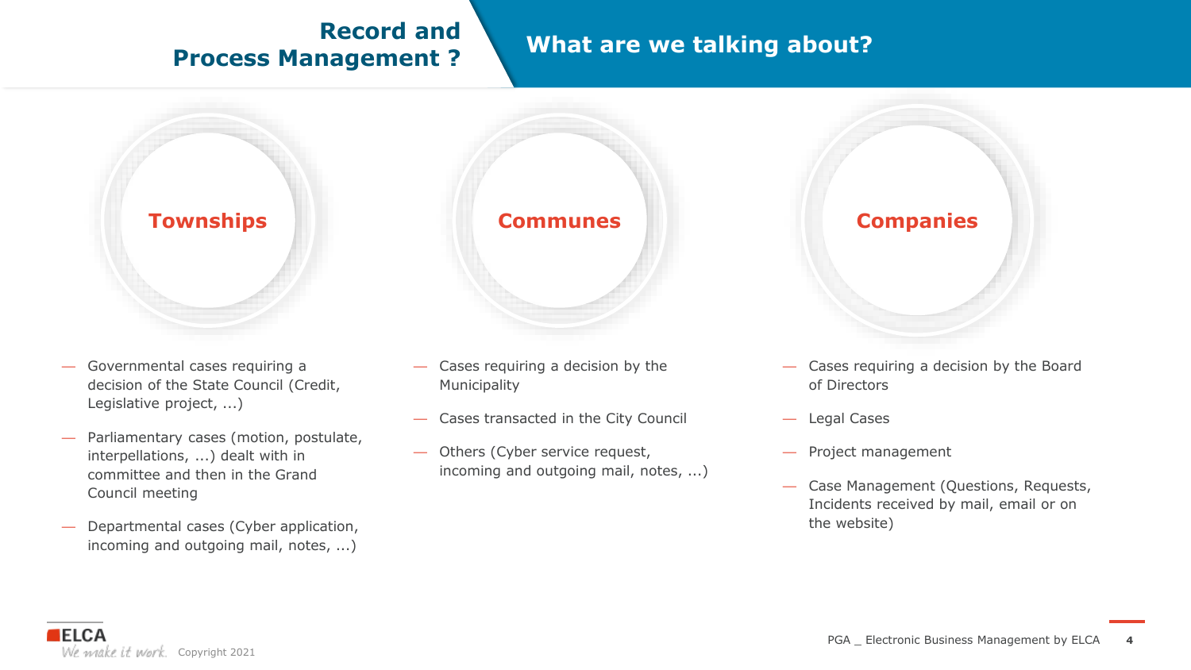## Record and Process Management ?

## What are we talking about?

### Townships

- Governmental cases requiring a decision of the State Council (Credit, Legislative project, ...)
- Parliamentary cases (motion, postulate, interpellations, ...) dealt with in committee and then in the Grand Council meeting
- Departmental cases (Cyber application, incoming and outgoing mail, notes, ...)

### Communes

- Cases requiring a decision by the Municipality
- Cases transacted in the City Council
- Others (Cyber service request, incoming and outgoing mail, notes, ...)

### Companies

- Cases requiring a decision by the Board of Directors
- Legal Cases
- Project management
- Case Management (Questions, Requests, Incidents received by mail, email or on the website)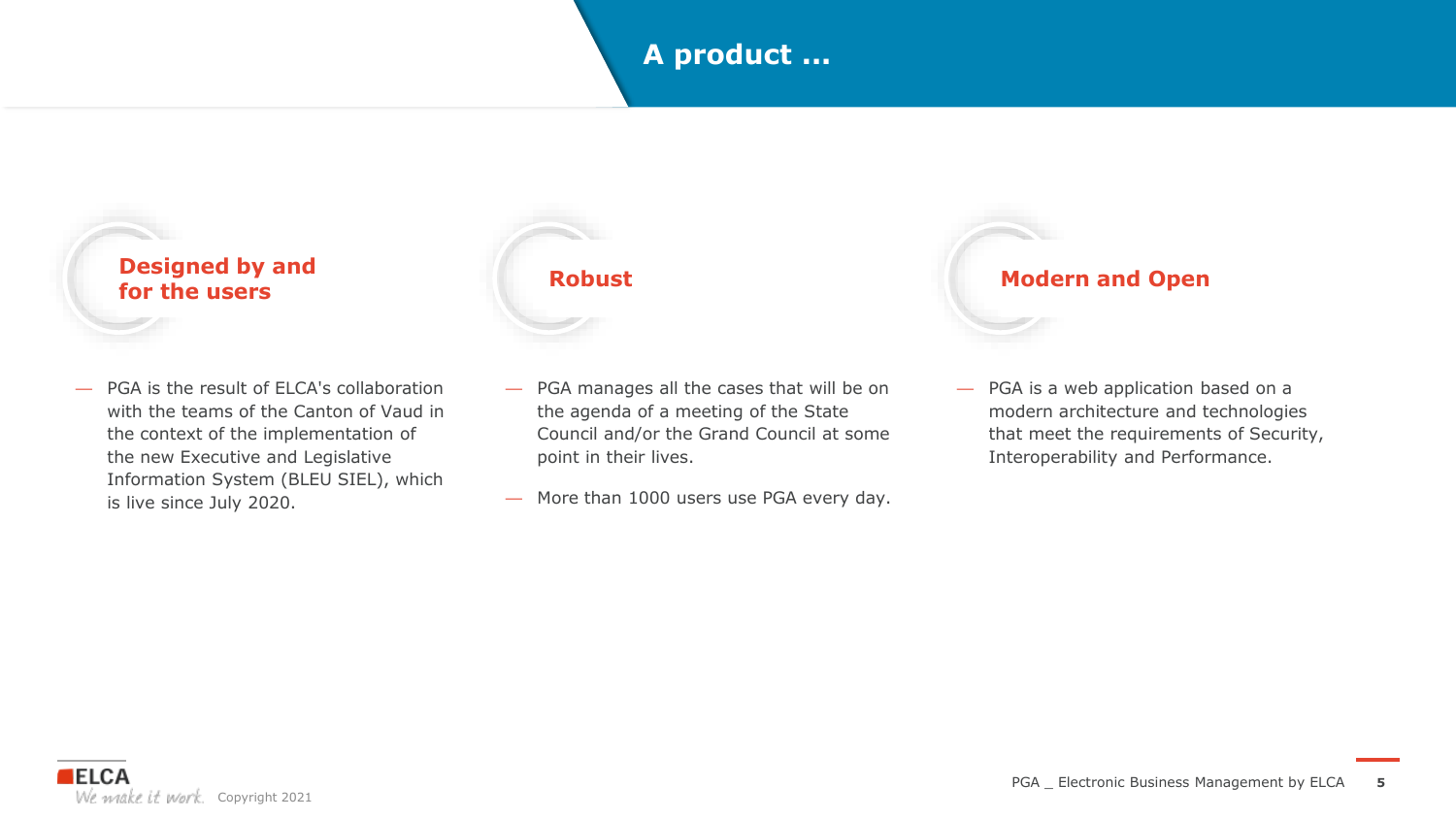# A product …

## Designed by and for the users

- PGA is the result of ELCA's collaboration with the teams of the Canton of Vaud in the context of the implementation of the new Executive and Legislative Information System (BLEU SIEL), which is live since July 2020.

## Robust

- PGA manages all the cases that will be on the agenda of a meeting of the State Council and/or the Grand Council at some point in their lives.
- More than 1000 users use PGA every day.

## Modern and Open

- PGA is a web application based on a modern architecture and technologies that meet the requirements of Security, Interoperability and Performance.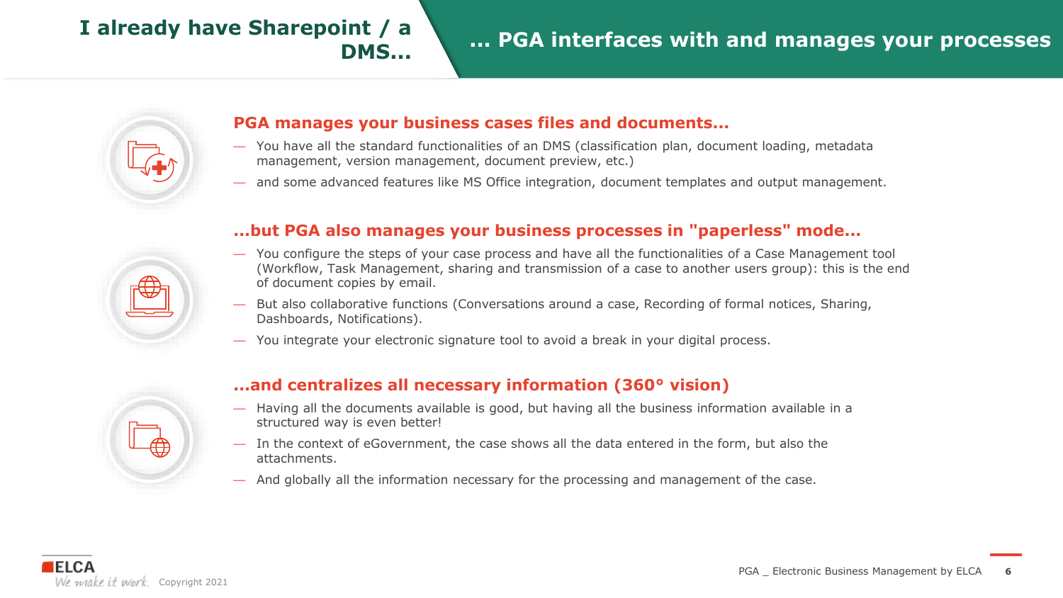# I already have Sharepoint / a DMS... … PGA interfaces with and manages your processes

## PGA manages your business cases files and documents...

- You have all the standard functionalities of an DMS (classification plan, document loading, metadata management, version management, document preview, etc.)
- and some advanced features like MS Office integration, document templates and output management.

## ...but PGA also manages your business processes in "paperless" mode...

- You configure the steps of your case process and have all the functionalities of a Case Management tool (Workflow, Task Management, sharing and transmission of a case to another users group): this is the end of document copies by email.
- But also collaborative functions (Conversations around a case, Recording of formal notices, Sharing, Dashboards, Notifications).
- You integrate your electronic signature tool to avoid a break in your digital process.

## ...and centralizes all necessary information (360° vision)

- Having all the documents available is good, but having all the business information available in a structured way is even better!
- In the context of eGovernment, the case shows all the data entered in the form, but also the attachments.
- And globally all the information necessary for the processing and management of the case.

ELCA We make it work. Copyright 2021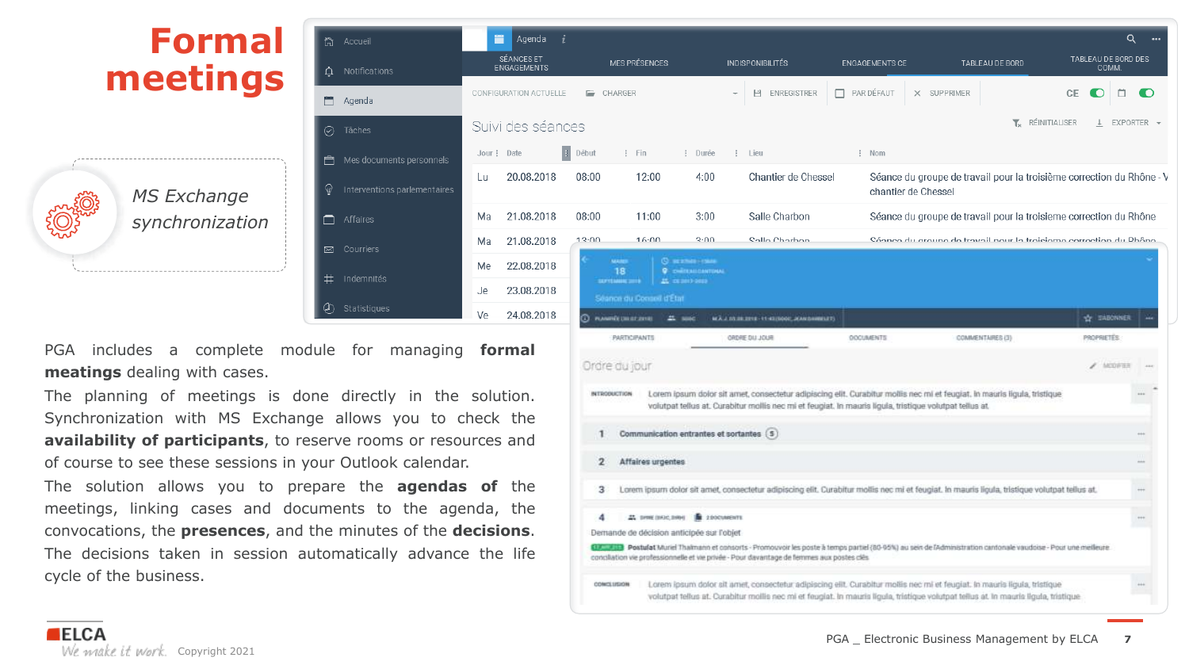# Formal meetings

*MS Exchange synchronization*

PGA includes a complete module for managing **formal meetings** dealing with cases.

The planning of meetings is done directly in the solution. Synchronization with MS Exchange allows you to check the **availability of participants**, to reserve rooms or resources and of course to see these sessions in your Outlook calendar.

The solution allows you to prepare the **agendas of** the meetings, linking cases and documents to the agenda, the convocations, the **presences**, and the minutes of the **decisions**. The decisions taken in session automatically advance the life cycle of the business.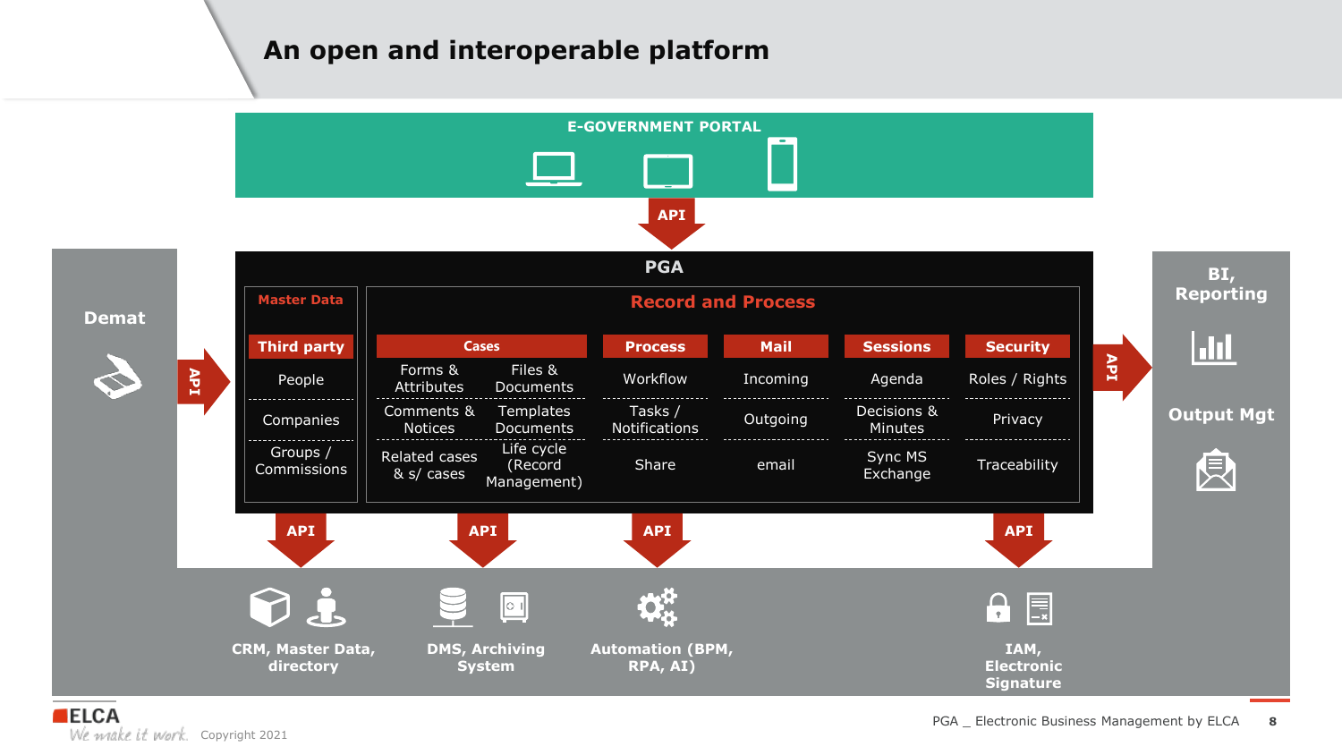# An open and interoperable platform

**E-GOVERNMENT PORTAL**

API

## PGA

**Demat**

API

**Master Data**

| Third party |
|---|
| People |
| Companies |
| Groups / Commissions |

**Record and Process**

| Cases | | Process | Mail | Sessions | Security |
|---|---|---|---|---|---|
| Forms & Attributes | Files & Documents | Workflow | Incoming | Agenda | Roles / Rights |
| Comments & Notices | Templates Documents | Tasks / Notifications | Outgoing | Decisions & Minutes | Privacy |
| Related cases & s/ cases | Life cycle (Record Management) | Share | email | Sync MS Exchange | Traceability |

API

**BI, Reporting**

**Output Mgt**

API — **CRM, Master Data, directory**

API — **DMS, Archiving System**

API — **Automation (BPM, RPA, AI)**

API — **IAM, Electronic Signature**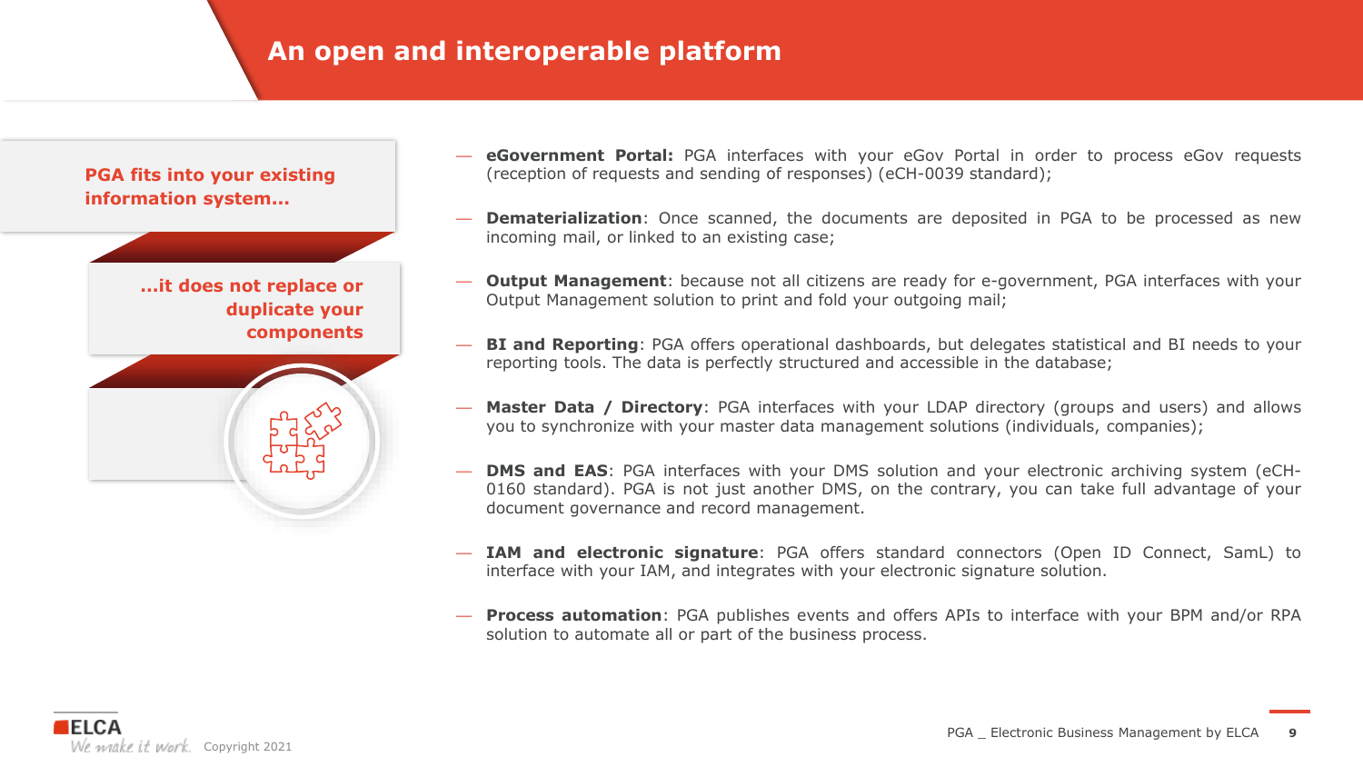# An open and interoperable platform

**PGA fits into your existing information system…**

**…it does not replace or duplicate your components**

- **eGovernment Portal:** PGA interfaces with your eGov Portal in order to process eGov requests (reception of requests and sending of responses) (eCH-0039 standard);
- **Dematerialization**: Once scanned, the documents are deposited in PGA to be processed as new incoming mail, or linked to an existing case;
- **Output Management**: because not all citizens are ready for e-government, PGA interfaces with your Output Management solution to print and fold your outgoing mail;
- **BI and Reporting**: PGA offers operational dashboards, but delegates statistical and BI needs to your reporting tools. The data is perfectly structured and accessible in the database;
- **Master Data / Directory**: PGA interfaces with your LDAP directory (groups and users) and allows you to synchronize with your master data management solutions (individuals, companies);
- **DMS and EAS**: PGA interfaces with your DMS solution and your electronic archiving system (eCH-0160 standard). PGA is not just another DMS, on the contrary, you can take full advantage of your document governance and record management.
- **IAM and electronic signature**: PGA offers standard connectors (Open ID Connect, SamL) to interface with your IAM, and integrates with your electronic signature solution.
- **Process automation**: PGA publishes events and offers APIs to interface with your BPM and/or RPA solution to automate all or part of the business process.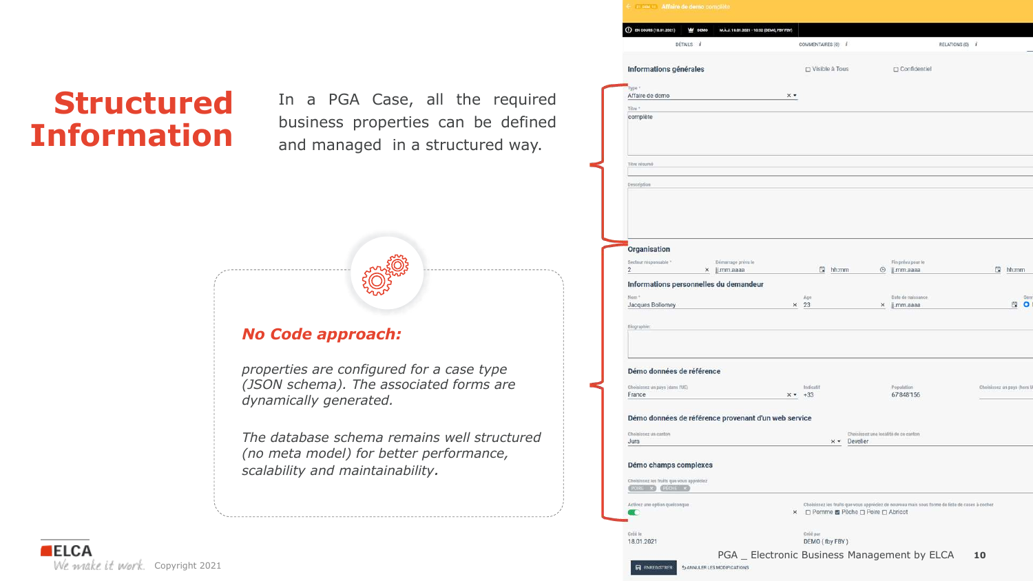# Structured Information

In a PGA Case, all the required business properties can be defined and managed in a structured way.

***No Code approach:***

*properties are configured for a case type (JSON schema). The associated forms are dynamically generated.*

*The database schema remains well structured (no meta model) for better performance, scalability and maintainability.*

Copyright 2021

PGA _ Electronic Business Management by ELCA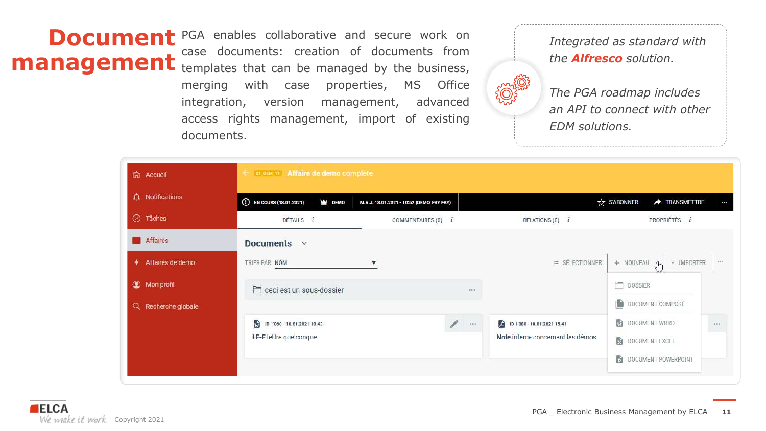# Document management

PGA enables collaborative and secure work on case documents: creation of documents from templates that can be managed by the business, merging with case properties, MS Office integration, version management, advanced access rights management, import of existing documents.

*Integrated as standard with the **Alfresco** solution.*

*The PGA roadmap includes an API to connect with other EDM solutions.*

Accueil
Notifications
Tâches
Affaires
Affaires de démo
Mon profil
Recherche globale

21_DEM_11 Affaire de demo complète

EN COURS (18.01.2021) | DEMO | M.À.J. 18.01.2021 - 10:52 (DEMO, FBY FBY) | S'ABONNER | TRANSMETTRE

DÉTAILS | COMMENTAIRES (0) | RELATIONS (0) | PROPRIÉTÉS

Documents

TRIER PAR NOM | SÉLECTIONNER | + NOUVEAU | IMPORTER

ceci est un sous-dossier

ID 1'060 - 18.01.2021 10:43
LE-E lettre quelconque

ID 1'080 - 18.01.2021 15:41
Note interne concernant les démos

DOSSIER
DOCUMENT COMPOSÉ
DOCUMENT WORD
DOCUMENT EXCEL
DOCUMENT POWERPOINT

ELCA We make it work. Copyright 2021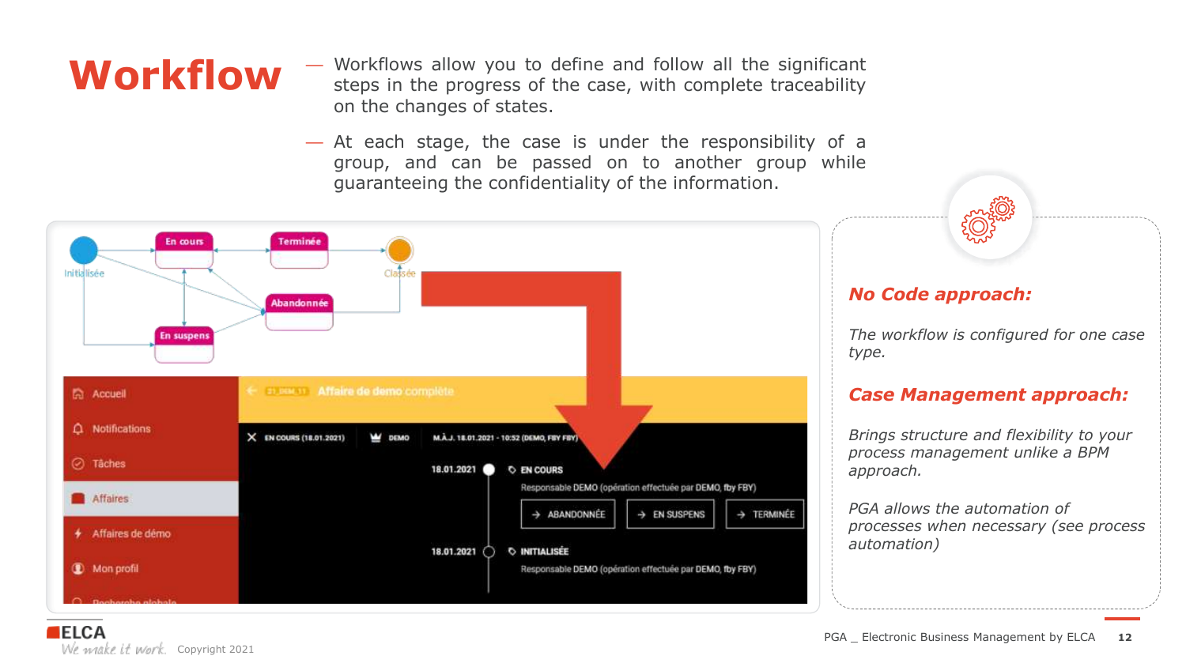# Workflow

- Workflows allow you to define and follow all the significant steps in the progress of the case, with complete traceability on the changes of states.
- At each stage, the case is under the responsibility of a group, and can be passed on to another group while guaranteeing the confidentiality of the information.

***No Code approach:***

*The workflow is configured for one case type.*

***Case Management approach:***

*Brings structure and flexibility to your process management unlike a BPM approach.*

*PGA allows the automation of processes when necessary (see process automation)*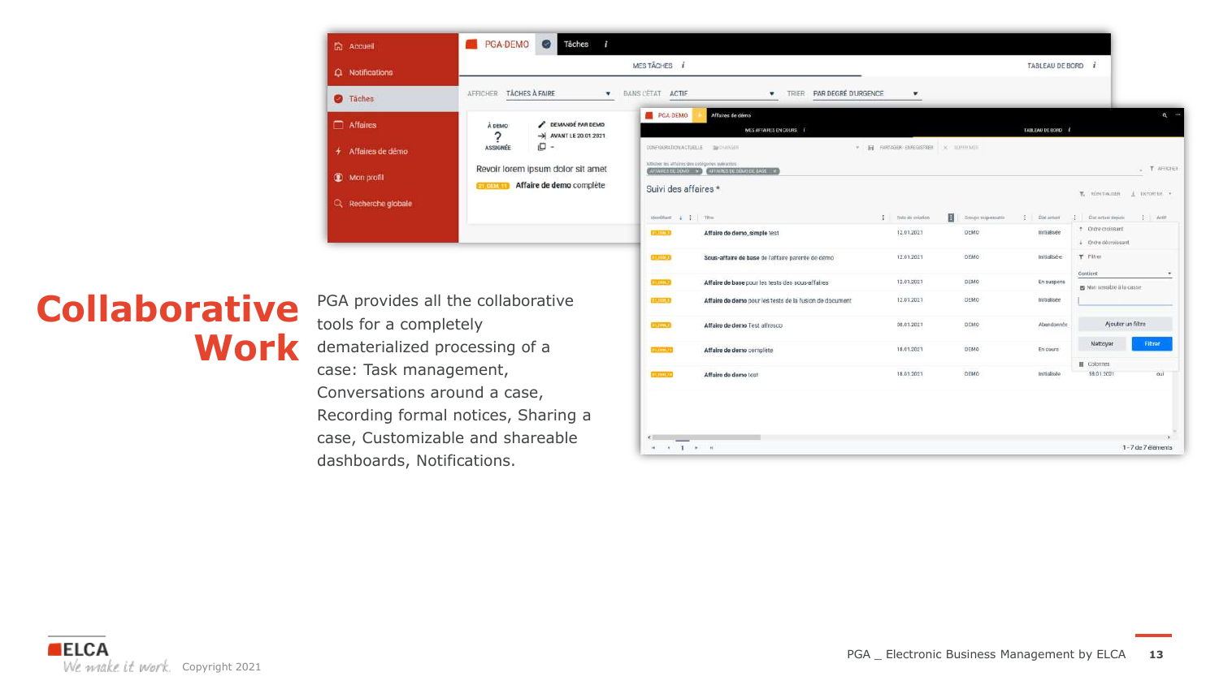# Collaborative Work

PGA provides all the collaborative tools for a completely dematerialized processing of a case: Task management, Conversations around a case, Recording formal notices, Sharing a case, Customizable and shareable dashboards, Notifications.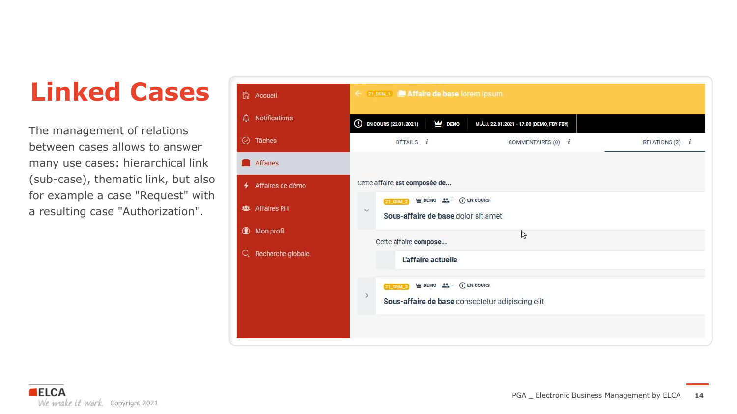# Linked Cases

The management of relations between cases allows to answer many use cases: hierarchical link (sub-case), thematic link, but also for example a case "Request" with a resulting case "Authorization".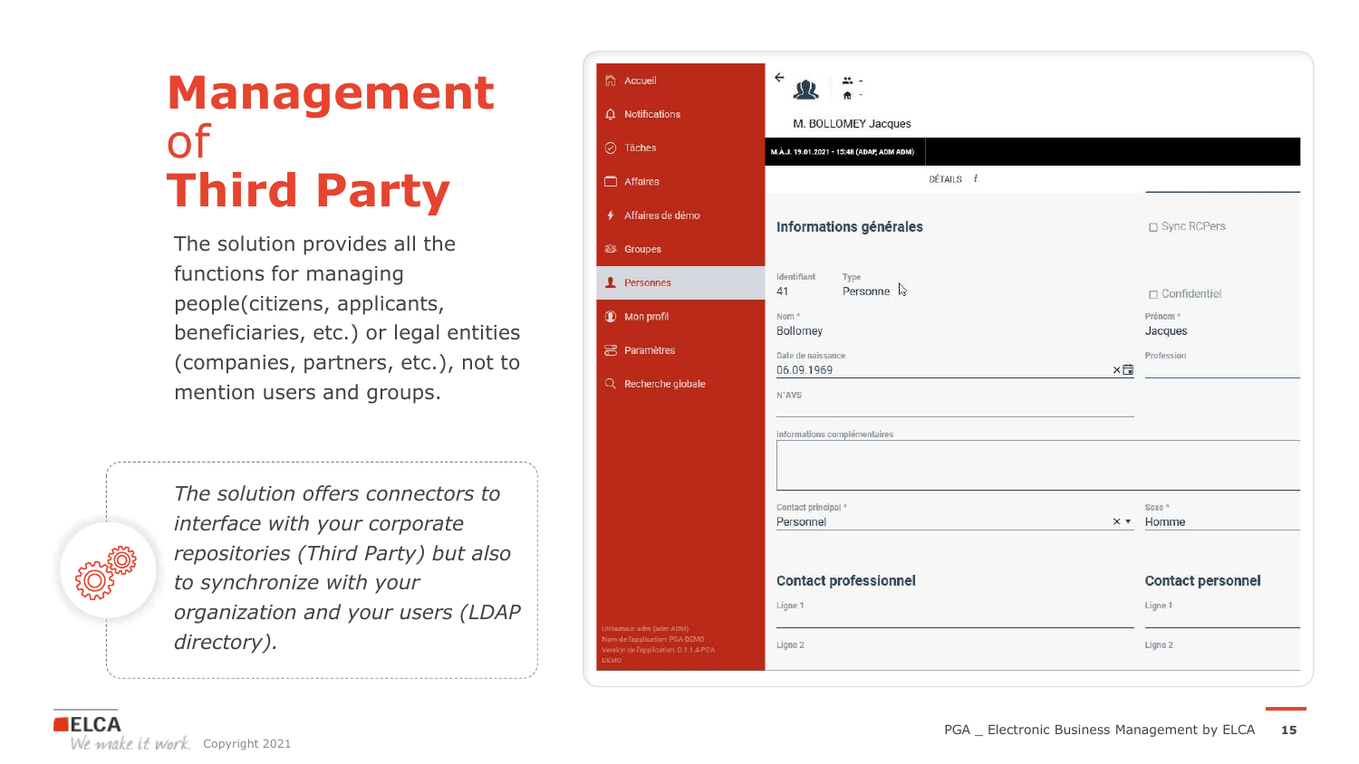# Management of Third Party

The solution provides all the functions for managing people(citizens, applicants, beneficiaries, etc.) or legal entities (companies, partners, etc.), not to mention users and groups.

*The solution offers connectors to interface with your corporate repositories (Third Party) but also to synchronize with your organization and your users (LDAP directory).*

- Accueil
- Notifications
- Tâches
- Affaires
- Affaires de démo
- Groupes
- Personnes
- Mon profil
- Paramètres
- Recherche globale

M. BOLLOMEY Jacques

M.À.J. 19.01.2021 - 15:48 (ADAP, ADM ADM)

DÉTAILS

## Informations générales

Sync RCPers

Confidentiel

Identifiant: 41

Type: Personne

Nom *: Bollomey

Prénom *: Jacques

Date de naissance: 06.09.1969

Profession

N°AVS

Informations complémentaires

Contact principal *: Personnel

Sexe *: Homme

## Contact professionnel

Ligne 1

Ligne 2

## Contact personnel

Ligne 1

Ligne 2

Utilisateur: adm (adm ADM)
Nom de l'application: PGA-DEMO
Version de l'application: 0.1.1.4-PGA DEMO

ELCA
We make it work. Copyright 2021

PGA _ Electronic Business Management by ELCA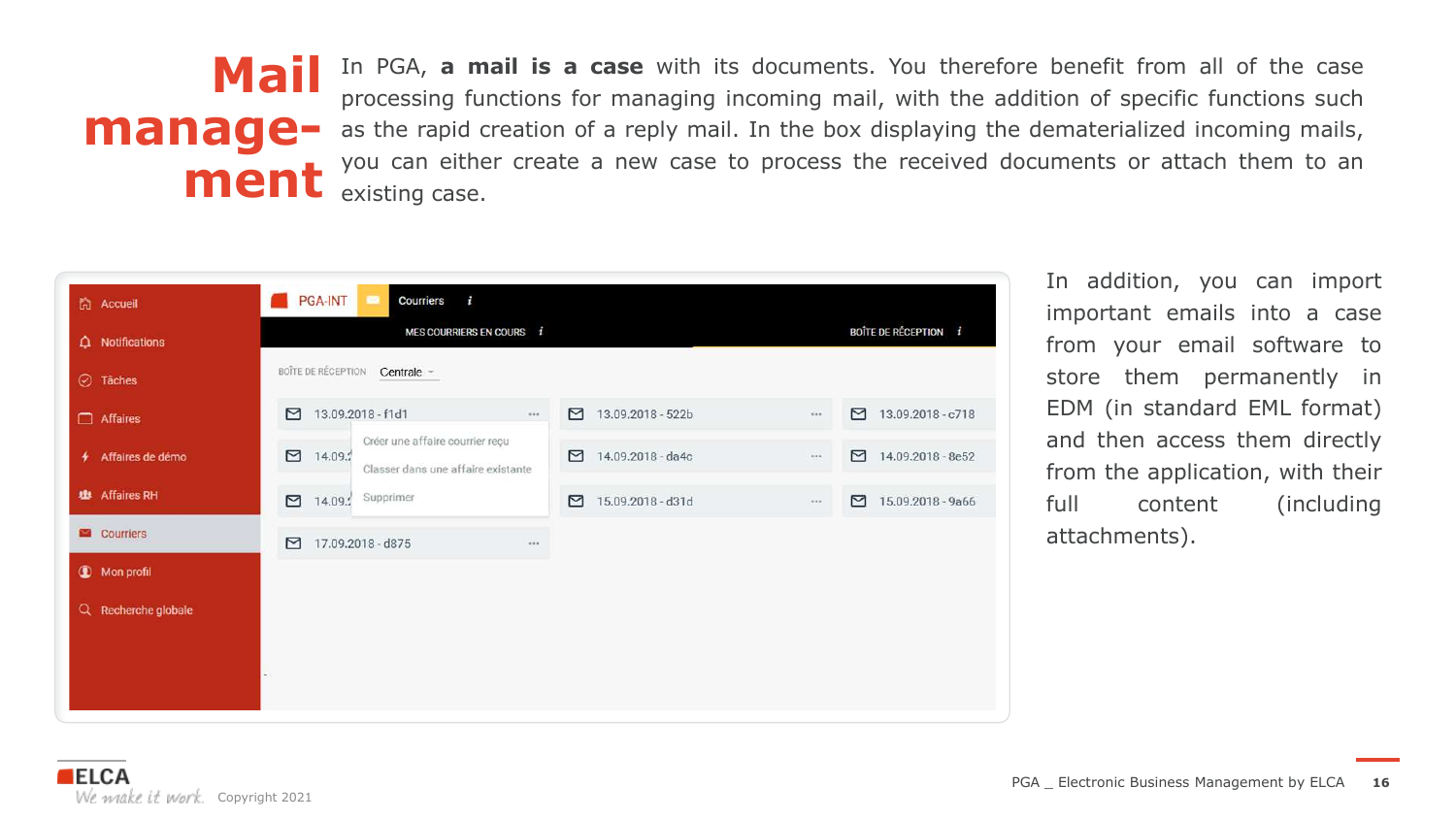# Mail management

In PGA, **a mail is a case** with its documents. You therefore benefit from all of the case processing functions for managing incoming mail, with the addition of specific functions such as the rapid creation of a reply mail. In the box displaying the dematerialized incoming mails, you can either create a new case to process the received documents or attach them to an existing case.

In addition, you can import important emails into a case from your email software to store them permanently in EDM (in standard EML format) and then access them directly from the application, with their full content (including attachments).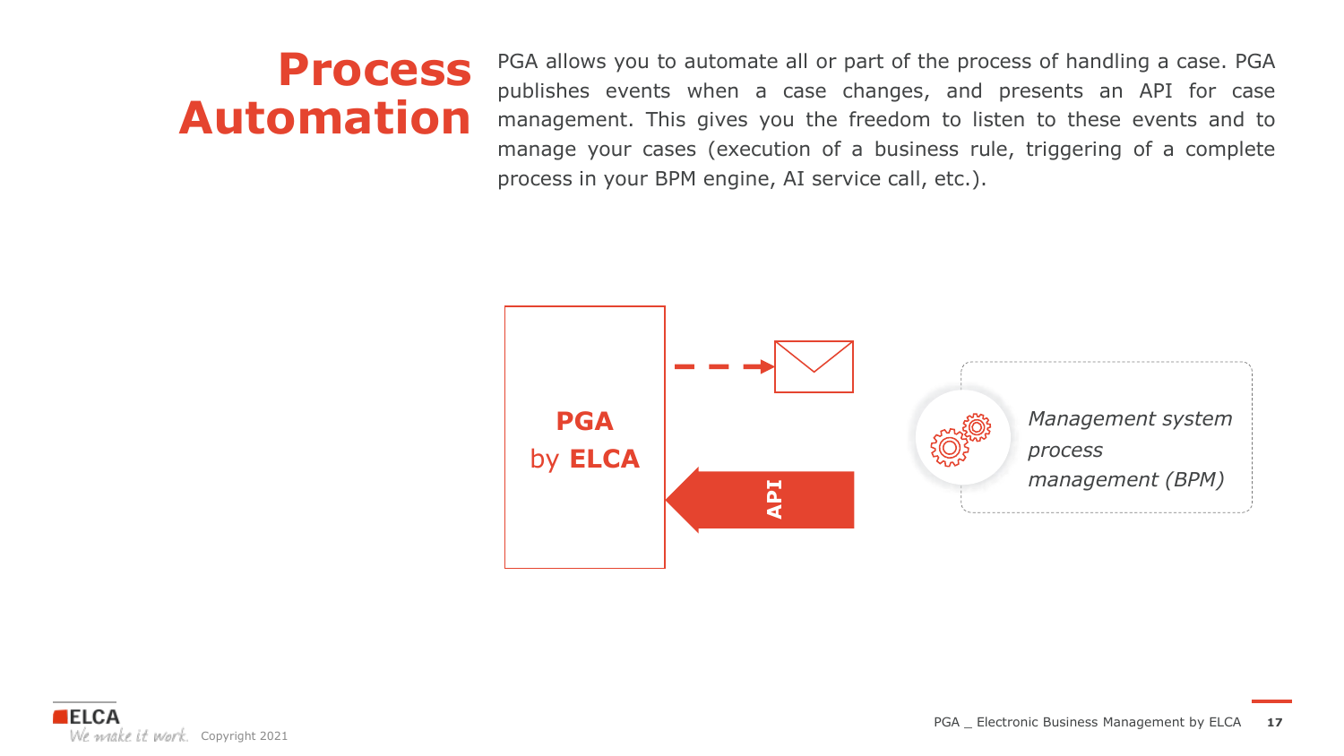# Process Automation

PGA allows you to automate all or part of the process of handling a case. PGA publishes events when a case changes, and presents an API for case management. This gives you the freedom to listen to these events and to manage your cases (execution of a business rule, triggering of a complete process in your BPM engine, AI service call, etc.).

**PGA**
by **ELCA**

**API**

*Management system process management (BPM)*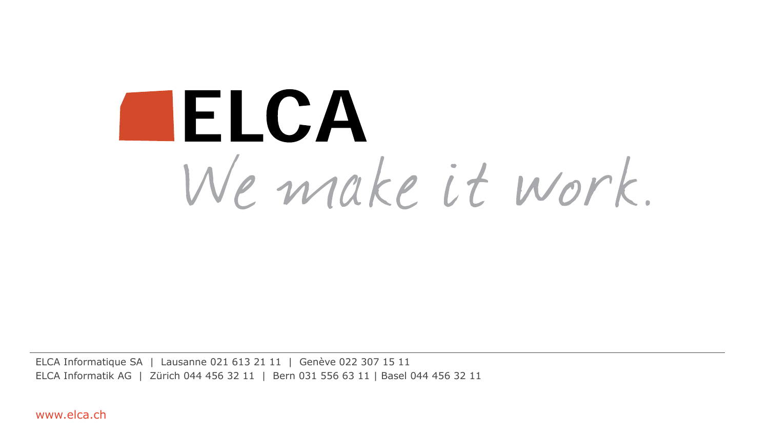# ELCA

*We make it work.*

ELCA Informatique SA | Lausanne 021 613 21 11 | Genève 022 307 15 11
ELCA Informatik AG | Zürich 044 456 32 11 | Bern 031 556 63 11 | Basel 044 456 32 11

www.elca.ch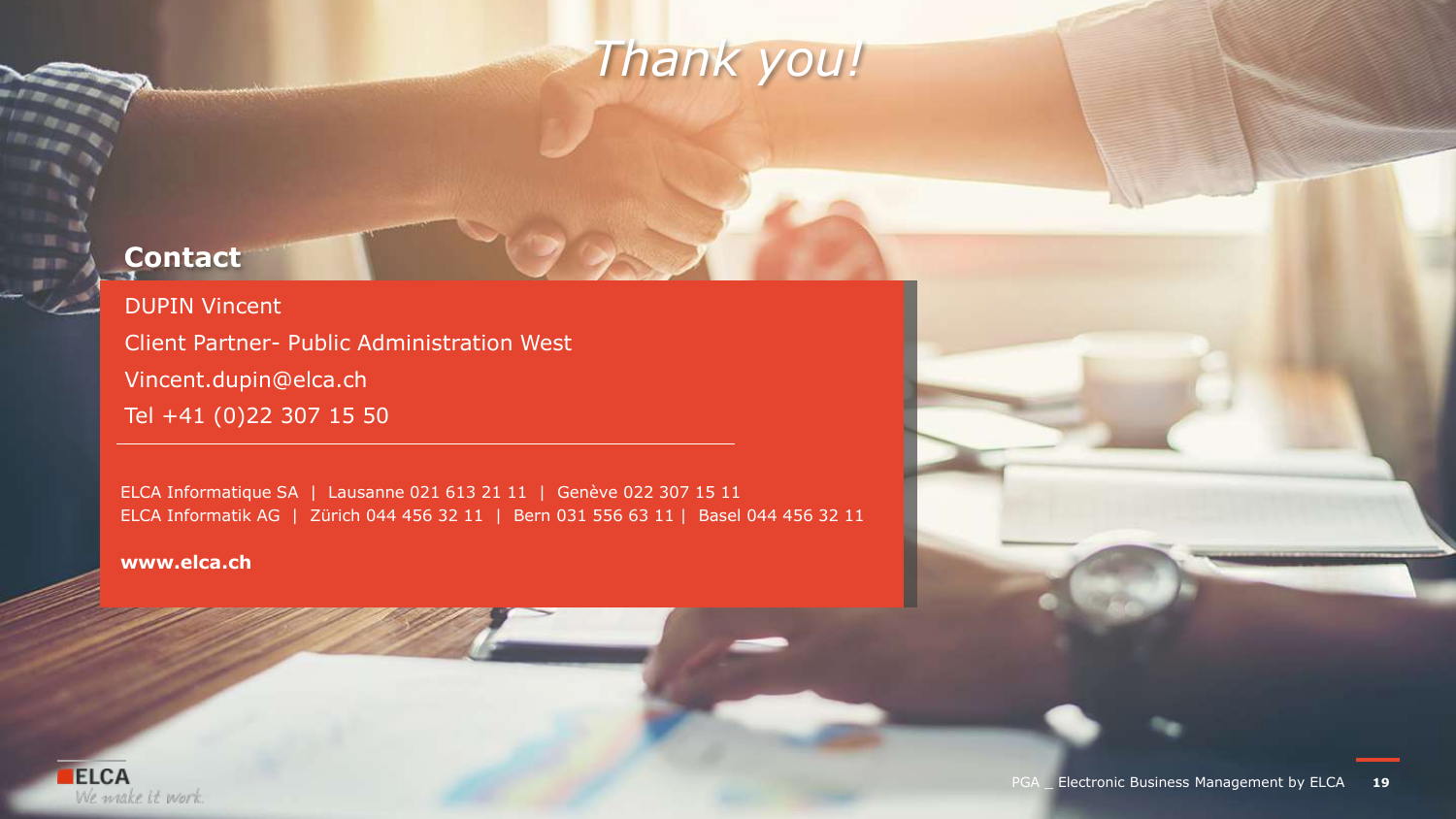# *Thank you!*

## Contact

DUPIN Vincent

Client Partner- Public Administration West

Vincent.dupin@elca.ch

Tel +41 (0)22 307 15 50

---

ELCA Informatique SA | Lausanne 021 613 21 11 | Genève 022 307 15 11
ELCA Informatik AG | Zürich 044 456 32 11 | Bern 031 556 63 11 | Basel 044 456 32 11

**www.elca.ch**

ELCA
We make it work.